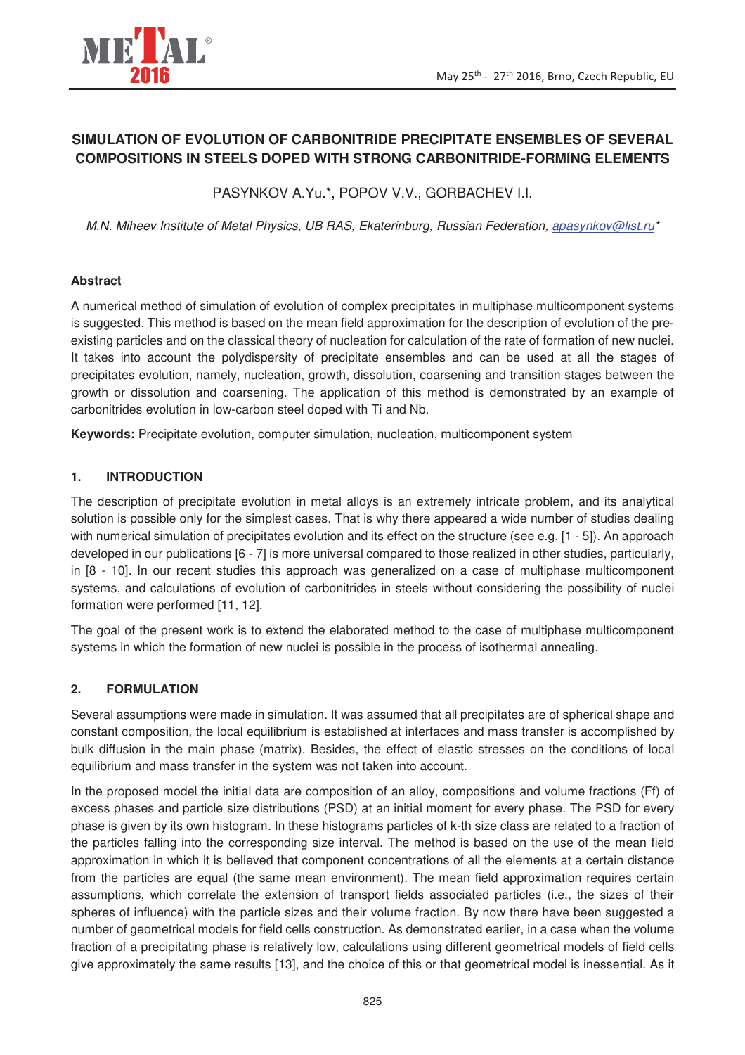# SIMULATION OF EVOLUTION OF CARBONITRIDE PRECIPITATE ENSEMBLES OF SEVERAL COMPOSITIONS IN STEELS DOPED WITH STRONG CARBONITRIDE-FORMING ELEMENTS

PASYNKOV A.Yu.*, POPOV V.V., GORBACHEV I.I.

*M.N. Miheev Institute of Metal Physics, UB RAS, Ekaterinburg, Russian Federation, apasynkov@list.ru**

### Abstract

A numerical method of simulation of evolution of complex precipitates in multiphase multicomponent systems is suggested. This method is based on the mean field approximation for the description of evolution of the pre-existing particles and on the classical theory of nucleation for calculation of the rate of formation of new nuclei. It takes into account the polydispersity of precipitate ensembles and can be used at all the stages of precipitates evolution, namely, nucleation, growth, dissolution, coarsening and transition stages between the growth or dissolution and coarsening. The application of this method is demonstrated by an example of carbonitrides evolution in low-carbon steel doped with Ti and Nb.

**Keywords:** Precipitate evolution, computer simulation, nucleation, multicomponent system

## 1. INTRODUCTION

The description of precipitate evolution in metal alloys is an extremely intricate problem, and its analytical solution is possible only for the simplest cases. That is why there appeared a wide number of studies dealing with numerical simulation of precipitates evolution and its effect on the structure (see e.g. [1 - 5]). An approach developed in our publications [6 - 7] is more universal compared to those realized in other studies, particularly, in [8 - 10]. In our recent studies this approach was generalized on a case of multiphase multicomponent systems, and calculations of evolution of carbonitrides in steels without considering the possibility of nuclei formation were performed [11, 12].

The goal of the present work is to extend the elaborated method to the case of multiphase multicomponent systems in which the formation of new nuclei is possible in the process of isothermal annealing.

## 2. FORMULATION

Several assumptions were made in simulation. It was assumed that all precipitates are of spherical shape and constant composition, the local equilibrium is established at interfaces and mass transfer is accomplished by bulk diffusion in the main phase (matrix). Besides, the effect of elastic stresses on the conditions of local equilibrium and mass transfer in the system was not taken into account.

In the proposed model the initial data are composition of an alloy, compositions and volume fractions (Ff) of excess phases and particle size distributions (PSD) at an initial moment for every phase. The PSD for every phase is given by its own histogram. In these histograms particles of k-th size class are related to a fraction of the particles falling into the corresponding size interval. The method is based on the use of the mean field approximation in which it is believed that component concentrations of all the elements at a certain distance from the particles are equal (the same mean environment). The mean field approximation requires certain assumptions, which correlate the extension of transport fields associated particles (i.e., the sizes of their spheres of influence) with the particle sizes and their volume fraction. By now there have been suggested a number of geometrical models for field cells construction. As demonstrated earlier, in a case when the volume fraction of a precipitating phase is relatively low, calculations using different geometrical models of field cells give approximately the same results [13], and the choice of this or that geometrical model is inessential. As it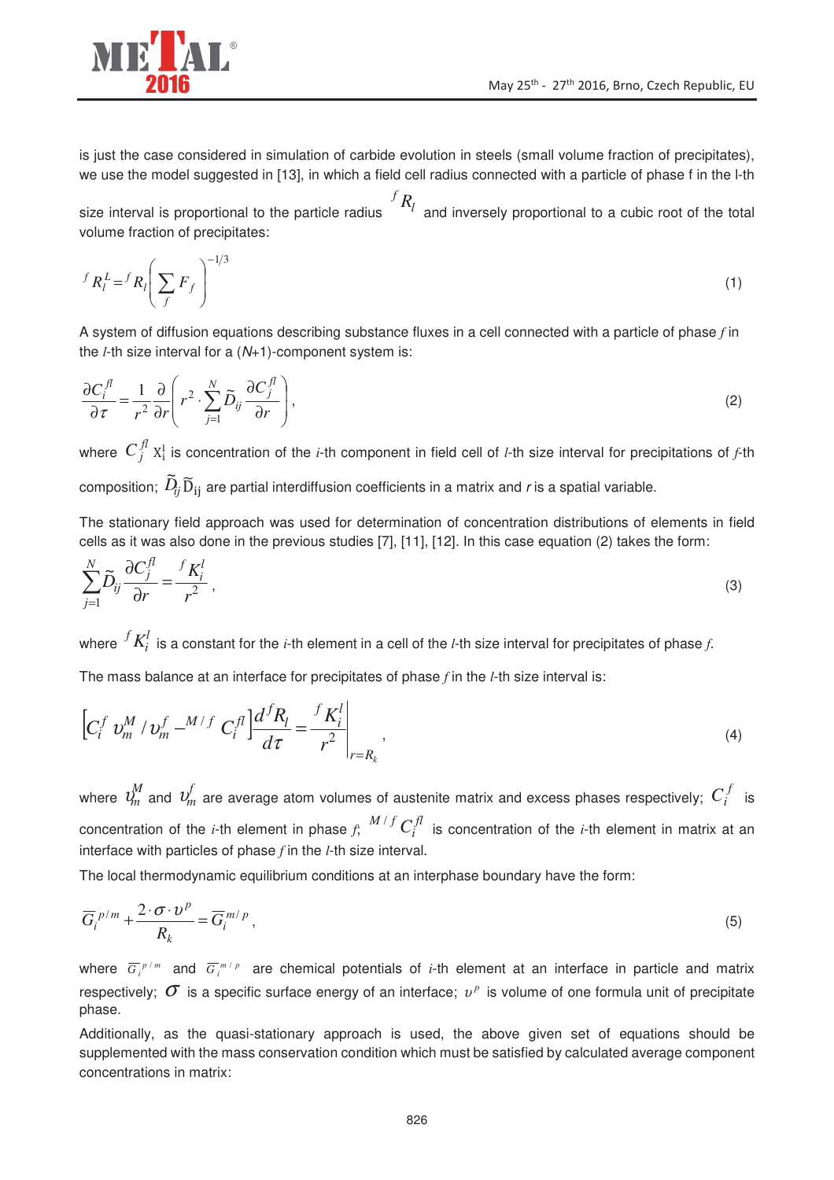is just the case considered in simulation of carbide evolution in steels (small volume fraction of precipitates), we use the model suggested in [13], in which a field cell radius connected with a particle of phase f in the l-th size interval is proportional to the particle radius ${}^{f}R_{l}$ and inversely proportional to a cubic root of the total volume fraction of precipitates:

$$ {}^{f}R_{l}^{L} = {}^{f}R_{l}\left(\sum_{f} F_{f}\right)^{-1/3} \tag{1} $$

A system of diffusion equations describing substance fluxes in a cell connected with a particle of phase *f* in the *l*-th size interval for a (*N*+1)-component system is:

$$ \frac{\partial C_{i}^{fl}}{\partial \tau} = \frac{1}{r^{2}}\frac{\partial}{\partial r}\left(r^{2}\cdot\sum_{j=1}^{N}\tilde{D}_{ij}\frac{\partial C_{j}^{fl}}{\partial r}\right), \tag{2} $$

where $C_{j}^{fl}$ $X_{i}^{l}$ is concentration of the *i*-th component in field cell of *l*-th size interval for precipitations of *f*-th composition; $\tilde{D}_{ij}\tilde{D}_{ij}$ are partial interdiffusion coefficients in a matrix and *r* is a spatial variable.

The stationary field approach was used for determination of concentration distributions of elements in field cells as it was also done in the previous studies [7], [11], [12]. In this case equation (2) takes the form:

$$ \sum_{j=1}^{N}\tilde{D}_{ij}\frac{\partial C_{j}^{fl}}{\partial r} = \frac{{}^{f}K_{i}^{l}}{r^{2}}, \tag{3} $$

where ${}^{f}K_{i}^{l}$ is a constant for the *i*-th element in a cell of the *l*-th size interval for precipitates of phase *f*.

The mass balance at an interface for precipitates of phase *f* in the *l*-th size interval is:

$$ \left[C_{i}^{f}\,\upsilon_{m}^{M}/\upsilon_{m}^{f} - {}^{M/f}C_{i}^{fl}\right]\frac{d\,{}^{f}R_{l}}{d\tau} = \left.\frac{{}^{f}K_{i}^{l}}{r^{2}}\right|_{r=R_{k}}, \tag{4} $$

where $\upsilon_{m}^{M}$ and $\upsilon_{m}^{f}$ are average atom volumes of austenite matrix and excess phases respectively; $C_{i}^{f}$ is concentration of the *i*-th element in phase *f*; ${}^{M/f}C_{i}^{fl}$ is concentration of the *i*-th element in matrix at an interface with particles of phase *f* in the *l*-th size interval.

The local thermodynamic equilibrium conditions at an interphase boundary have the form:

$$ \overline{G}_{i}^{p/m} + \frac{2\cdot\sigma\cdot\upsilon^{p}}{R_{k}} = \overline{G}_{i}^{m/p}, \tag{5} $$

where $\overline{G}_{i}^{p/m}$ and $\overline{G}_{i}^{m/p}$ are chemical potentials of *i*-th element at an interface in particle and matrix respectively; $\sigma$ is a specific surface energy of an interface; $\upsilon^{p}$ is volume of one formula unit of precipitate phase.

Additionally, as the quasi-stationary approach is used, the above given set of equations should be supplemented with the mass conservation condition which must be satisfied by calculated average component concentrations in matrix: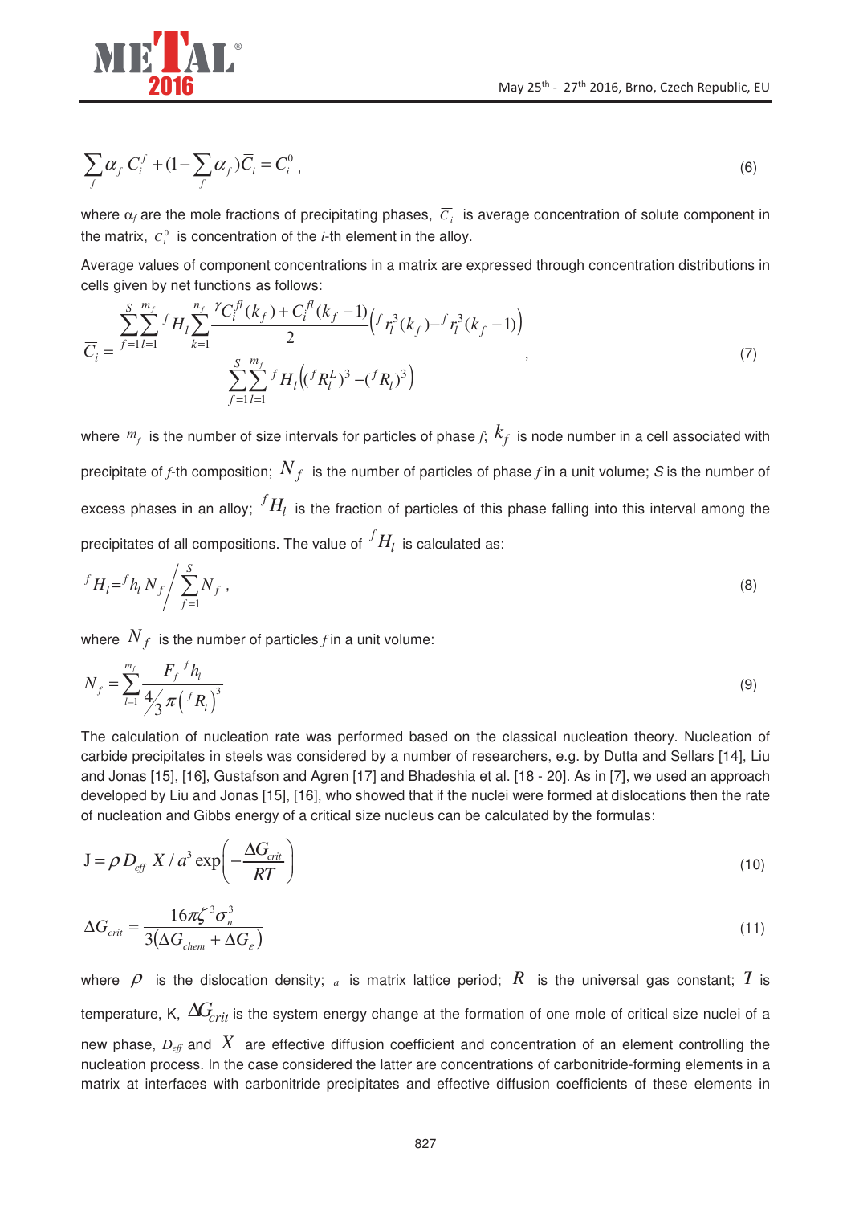$$\sum_f \alpha_f C_i^f + (1 - \sum_f \alpha_f)\overline{C}_i = C_i^0 \ , \tag{6}$$

where $\alpha_f$ are the mole fractions of precipitating phases, $\overline{C_i}$ is average concentration of solute component in the matrix, $C_i^0$ is concentration of the $i$-th element in the alloy.

Average values of component concentrations in a matrix are expressed through concentration distributions in cells given by net functions as follows:

$$\overline{C}_i = \frac{\sum_{f=1}^{S}\sum_{l=1}^{m_f} {}^fH_l \sum_{k=1}^{n_f} \frac{{}^\gamma C_i^{fl}(k_f) + C_i^{fl}(k_f - 1)}{2}\left({}^f r_l^3(k_f) - {}^f r_l^3(k_f - 1)\right)}{\sum_{f=1}^{S}\sum_{l=1}^{m_f} {}^fH_l\left(({}^fR_l^L)^3 - ({}^fR_l)^3\right)} , \tag{7}$$

where $m_f$ is the number of size intervals for particles of phase $f$; $k_f$ is node number in a cell associated with precipitate of $f$-th composition; $N_f$ is the number of particles of phase $f$ in a unit volume; $S$ is the number of excess phases in an alloy; ${}^fH_l$ is the fraction of particles of this phase falling into this interval among the precipitates of all compositions. The value of ${}^fH_l$ is calculated as:

$${}^fH_l = {}^fh_l \, N_f \Big/ \sum_{f=1}^{S} N_f \ , \tag{8}$$

where $N_f$ is the number of particles $f$ in a unit volume:

$$N_f = \sum_{l=1}^{m_f} \frac{F_f \, {}^fh_l}{4/3\,\pi\left({}^fR_l\right)^3} \tag{9}$$

The calculation of nucleation rate was performed based on the classical nucleation theory. Nucleation of carbide precipitates in steels was considered by a number of researchers, e.g. by Dutta and Sellars [14], Liu and Jonas [15], [16], Gustafson and Agren [17] and Bhadeshia et al. [18 - 20]. As in [7], we used an approach developed by Liu and Jonas [15], [16], who showed that if the nuclei were formed at dislocations then the rate of nucleation and Gibbs energy of a critical size nucleus can be calculated by the formulas:

$$J = \rho D_{eff} \, X / a^3 \exp\left(-\frac{\Delta G_{crit}}{RT}\right) \tag{10}$$

$$\Delta G_{crit} = \frac{16\pi\zeta^3\sigma_n^3}{3(\Delta G_{chem} + \Delta G_\varepsilon)} \tag{11}$$

where $\rho$ is the dislocation density; $a$ is matrix lattice period; $R$ is the universal gas constant; $T$ is temperature, K, $\Delta G_{crit}$ is the system energy change at the formation of one mole of critical size nuclei of a new phase, $D_{eff}$ and $X$ are effective diffusion coefficient and concentration of an element controlling the nucleation process. In the case considered the latter are concentrations of carbonitride-forming elements in a matrix at interfaces with carbonitride precipitates and effective diffusion coefficients of these elements in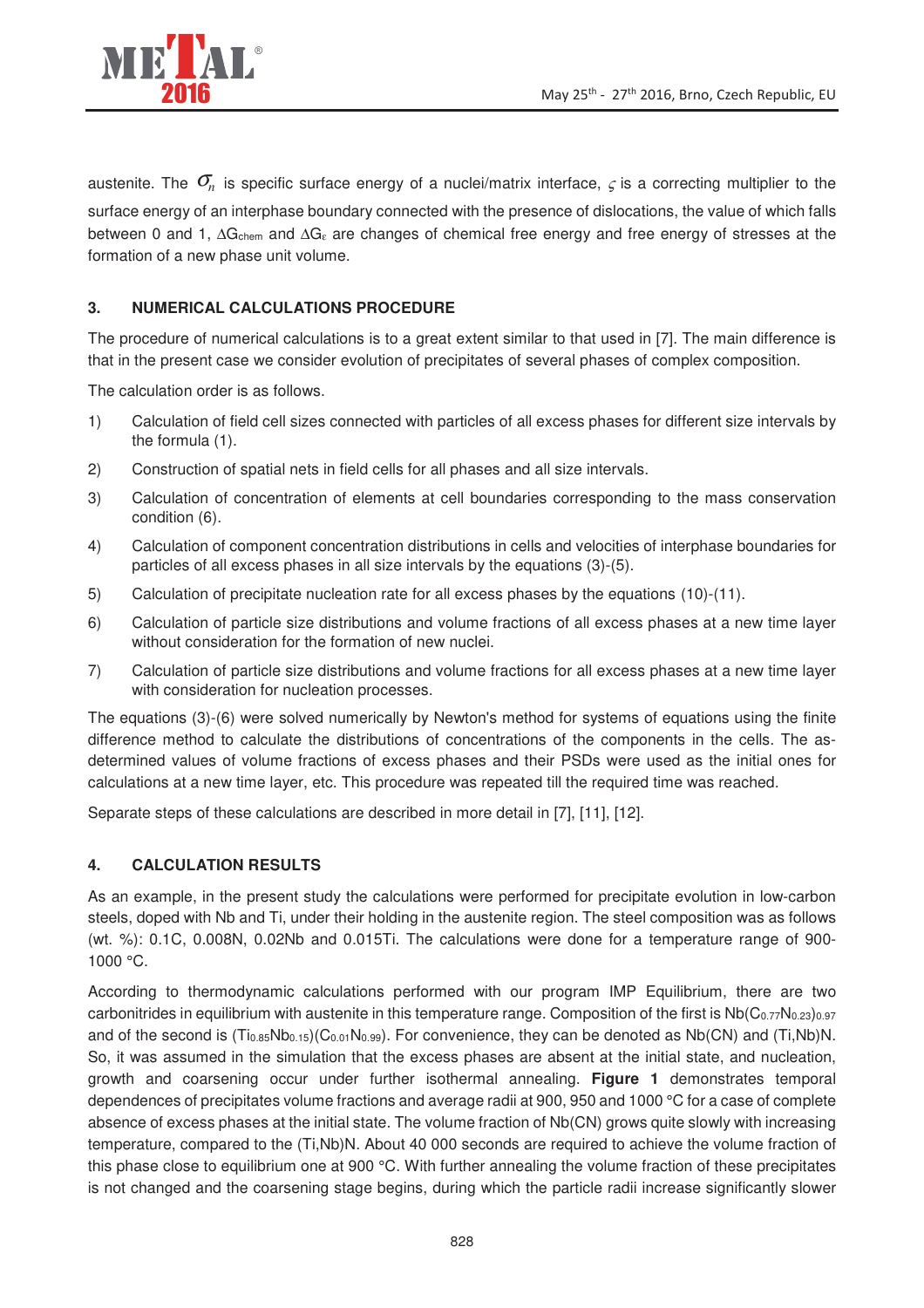austenite. The $\sigma_n$ is specific surface energy of a nuclei/matrix interface, $\varsigma$ is a correcting multiplier to the surface energy of an interphase boundary connected with the presence of dislocations, the value of which falls between 0 and 1, $\Delta G_{chem}$ and $\Delta G_{\varepsilon}$ are changes of chemical free energy and free energy of stresses at the formation of a new phase unit volume.

## 3. NUMERICAL CALCULATIONS PROCEDURE

The procedure of numerical calculations is to a great extent similar to that used in [7]. The main difference is that in the present case we consider evolution of precipitates of several phases of complex composition.

The calculation order is as follows.

1) Calculation of field cell sizes connected with particles of all excess phases for different size intervals by the formula (1).
2) Construction of spatial nets in field cells for all phases and all size intervals.
3) Calculation of concentration of elements at cell boundaries corresponding to the mass conservation condition (6).
4) Calculation of component concentration distributions in cells and velocities of interphase boundaries for particles of all excess phases in all size intervals by the equations (3)-(5).
5) Calculation of precipitate nucleation rate for all excess phases by the equations (10)-(11).
6) Calculation of particle size distributions and volume fractions of all excess phases at a new time layer without consideration for the formation of new nuclei.
7) Calculation of particle size distributions and volume fractions for all excess phases at a new time layer with consideration for nucleation processes.

The equations (3)-(6) were solved numerically by Newton's method for systems of equations using the finite difference method to calculate the distributions of concentrations of the components in the cells. The as-determined values of volume fractions of excess phases and their PSDs were used as the initial ones for calculations at a new time layer, etc. This procedure was repeated till the required time was reached.

Separate steps of these calculations are described in more detail in [7], [11], [12].

## 4. CALCULATION RESULTS

As an example, in the present study the calculations were performed for precipitate evolution in low-carbon steels, doped with Nb and Ti, under their holding in the austenite region. The steel composition was as follows (wt. %): 0.1C, 0.008N, 0.02Nb and 0.015Ti. The calculations were done for a temperature range of 900-1000 °C.

According to thermodynamic calculations performed with our program IMP Equilibrium, there are two carbonitrides in equilibrium with austenite in this temperature range. Composition of the first is $Nb(C_{0.77}N_{0.23})_{0.97}$ and of the second is $(Ti_{0.85}Nb_{0.15})(C_{0.01}N_{0.99})$. For convenience, they can be denoted as Nb(CN) and (Ti,Nb)N. So, it was assumed in the simulation that the excess phases are absent at the initial state, and nucleation, growth and coarsening occur under further isothermal annealing. **Figure 1** demonstrates temporal dependences of precipitates volume fractions and average radii at 900, 950 and 1000 °C for a case of complete absence of excess phases at the initial state. The volume fraction of Nb(CN) grows quite slowly with increasing temperature, compared to the (Ti,Nb)N. About 40 000 seconds are required to achieve the volume fraction of this phase close to equilibrium one at 900 °C. With further annealing the volume fraction of these precipitates is not changed and the coarsening stage begins, during which the particle radii increase significantly slower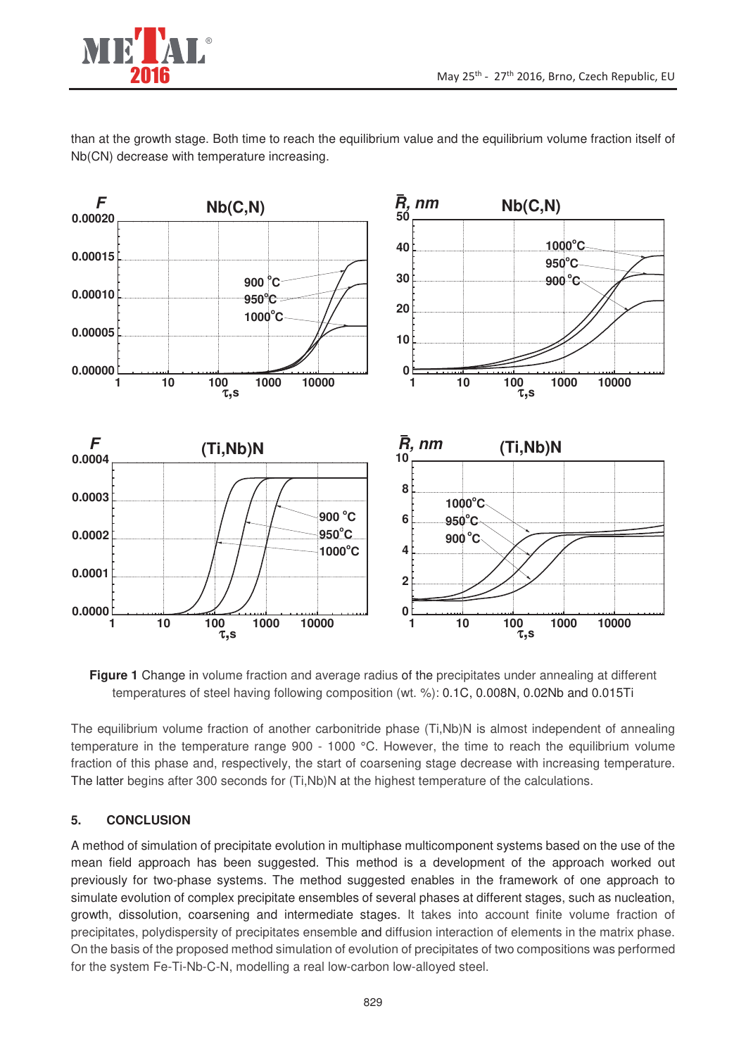than at the growth stage. Both time to reach the equilibrium value and the equilibrium volume fraction itself of Nb(CN) decrease with temperature increasing.

F
Nb(C,N)
0.00020
0.00015
0.00010
0.00005
0.00000
900 °C
950°C
1000°C
1
10
100
1000
10000
τ,s

R̄, nm
Nb(C,N)
50
40
30
20
10
0
1000°C
950°C
900 °C
1
10
100
1000
10000
τ,s

F
(Ti,Nb)N
0.0004
0.0003
0.0002
0.0001
0.0000
900 °C
950°C
1000°C
1
10
100
1000
10000
τ,s

R̄, nm
(Ti,Nb)N
10
8
6
4
2
0
1000°C
950°C
900 °C
1
10
100
1000
10000
τ,s

**Figure 1** Change in volume fraction and average radius of the precipitates under annealing at different temperatures of steel having following composition (wt. %): 0.1C, 0.008N, 0.02Nb and 0.015Ti

The equilibrium volume fraction of another carbonitride phase (Ti,Nb)N is almost independent of annealing temperature in the temperature range 900 - 1000 °C. However, the time to reach the equilibrium volume fraction of this phase and, respectively, the start of coarsening stage decrease with increasing temperature. The latter begins after 300 seconds for (Ti,Nb)N at the highest temperature of the calculations.

## 5. CONCLUSION

A method of simulation of precipitate evolution in multiphase multicomponent systems based on the use of the mean field approach has been suggested. This method is a development of the approach worked out previously for two-phase systems. The method suggested enables in the framework of one approach to simulate evolution of complex precipitate ensembles of several phases at different stages, such as nucleation, growth, dissolution, coarsening and intermediate stages. It takes into account finite volume fraction of precipitates, polydispersity of precipitates ensemble and diffusion interaction of elements in the matrix phase. On the basis of the proposed method simulation of evolution of precipitates of two compositions was performed for the system Fe-Ti-Nb-C-N, modelling a real low-carbon low-alloyed steel.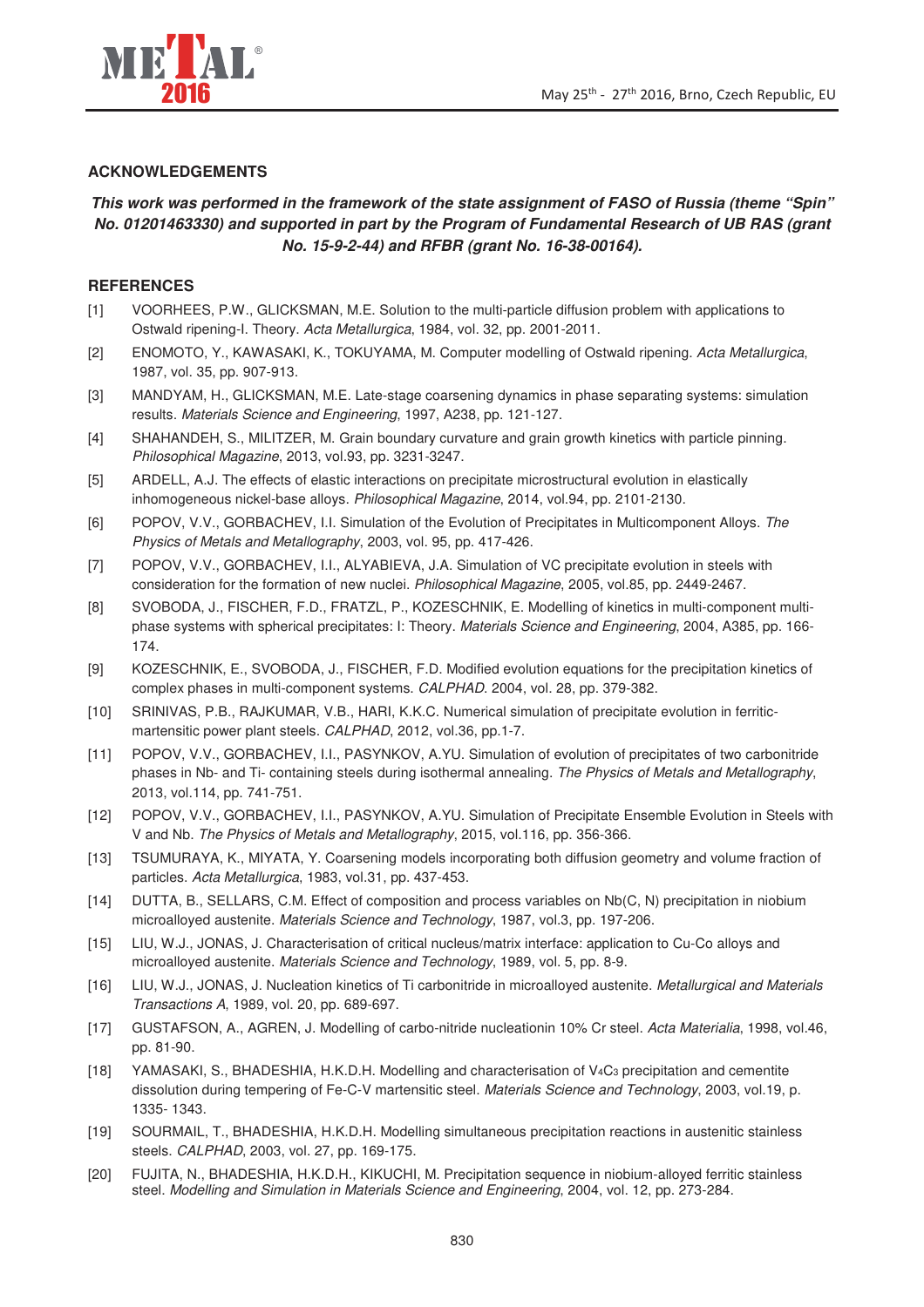## ACKNOWLEDGEMENTS

***This work was performed in the framework of the state assignment of FASO of Russia (theme "Spin" No. 01201463330) and supported in part by the Program of Fundamental Research of UB RAS (grant No. 15-9-2-44) and RFBR (grant No. 16-38-00164).***

## REFERENCES

[1] VOORHEES, P.W., GLICKSMAN, M.E. Solution to the multi-particle diffusion problem with applications to Ostwald ripening-I. Theory. *Acta Metallurgica*, 1984, vol. 32, pp. 2001-2011.

[2] ENOMOTO, Y., KAWASAKI, K., TOKUYAMA, M. Computer modelling of Ostwald ripening. *Acta Metallurgica*, 1987, vol. 35, pp. 907-913.

[3] MANDYAM, H., GLICKSMAN, M.E. Late-stage coarsening dynamics in phase separating systems: simulation results. *Materials Science and Engineering*, 1997, A238, pp. 121-127.

[4] SHAHANDEH, S., MILITZER, M. Grain boundary curvature and grain growth kinetics with particle pinning. *Philosophical Magazine*, 2013, vol.93, pp. 3231-3247.

[5] ARDELL, A.J. The effects of elastic interactions on precipitate microstructural evolution in elastically inhomogeneous nickel-base alloys. *Philosophical Magazine*, 2014, vol.94, pp. 2101-2130.

[6] POPOV, V.V., GORBACHEV, I.I. Simulation of the Evolution of Precipitates in Multicomponent Alloys. *The Physics of Metals and Metallography*, 2003, vol. 95, pp. 417-426.

[7] POPOV, V.V., GORBACHEV, I.I., ALYABIEVA, J.A. Simulation of VC precipitate evolution in steels with consideration for the formation of new nuclei. *Philosophical Magazine*, 2005, vol.85, pp. 2449-2467.

[8] SVOBODA, J., FISCHER, F.D., FRATZL, P., KOZESCHNIK, E. Modelling of kinetics in multi-component multi-phase systems with spherical precipitates: I: Theory. *Materials Science and Engineering*, 2004, A385, pp. 166-174.

[9] KOZESCHNIK, E., SVOBODA, J., FISCHER, F.D. Modified evolution equations for the precipitation kinetics of complex phases in multi-component systems. *CALPHAD*. 2004, vol. 28, pp. 379-382.

[10] SRINIVAS, P.B., RAJKUMAR, V.B., HARI, K.K.C. Numerical simulation of precipitate evolution in ferritic-martensitic power plant steels. *CALPHAD*, 2012, vol.36, pp.1-7.

[11] POPOV, V.V., GORBACHEV, I.I., PASYNKOV, A.YU. Simulation of evolution of precipitates of two carbonitride phases in Nb- and Ti- containing steels during isothermal annealing. *The Physics of Metals and Metallography*, 2013, vol.114, pp. 741-751.

[12] POPOV, V.V., GORBACHEV, I.I., PASYNKOV, A.YU. Simulation of Precipitate Ensemble Evolution in Steels with V and Nb. *The Physics of Metals and Metallography*, 2015, vol.116, pp. 356-366.

[13] TSUMURAYA, K., MIYATA, Y. Coarsening models incorporating both diffusion geometry and volume fraction of particles. *Acta Metallurgica*, 1983, vol.31, pp. 437-453.

[14] DUTTA, B., SELLARS, C.M. Effect of composition and process variables on Nb(C, N) precipitation in niobium microalloyed austenite. *Materials Science and Technology*, 1987, vol.3, pp. 197-206.

[15] LIU, W.J., JONAS, J. Characterisation of critical nucleus/matrix interface: application to Cu-Co alloys and microalloyed austenite. *Materials Science and Technology*, 1989, vol. 5, pp. 8-9.

[16] LIU, W.J., JONAS, J. Nucleation kinetics of Ti carbonitride in microalloyed austenite. *Metallurgical and Materials Transactions A*, 1989, vol. 20, pp. 689-697.

[17] GUSTAFSON, A., AGREN, J. Modelling of carbo-nitride nucleationin 10% Cr steel. *Acta Materialia*, 1998, vol.46, pp. 81-90.

[18] YAMASAKI, S., BHADESHIA, H.K.D.H. Modelling and characterisation of $V_4C_3$ precipitation and cementite dissolution during tempering of Fe-C-V martensitic steel. *Materials Science and Technology*, 2003, vol.19, p. 1335- 1343.

[19] SOURMAIL, T., BHADESHIA, H.K.D.H. Modelling simultaneous precipitation reactions in austenitic stainless steels. *CALPHAD*, 2003, vol. 27, pp. 169-175.

[20] FUJITA, N., BHADESHIA, H.K.D.H., KIKUCHI, M. Precipitation sequence in niobium-alloyed ferritic stainless steel. *Modelling and Simulation in Materials Science and Engineering*, 2004, vol. 12, pp. 273-284.